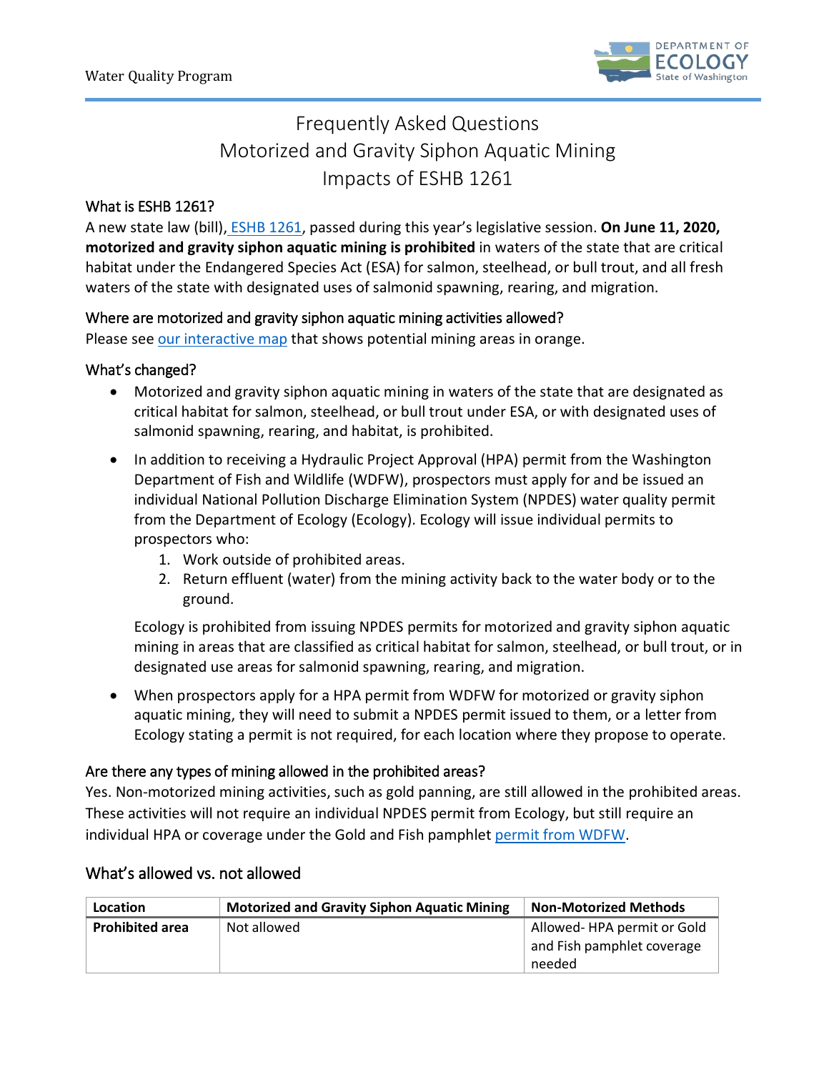# Frequently Asked Questions
# Motorized and Gravity Siphon Aquatic Mining
# Impacts of ESHB 1261

## What is ESHB 1261?

A new state law (bill), ESHB 1261, passed during this year's legislative session. **On June 11, 2020, motorized and gravity siphon aquatic mining is prohibited** in waters of the state that are critical habitat under the Endangered Species Act (ESA) for salmon, steelhead, or bull trout, and all fresh waters of the state with designated uses of salmonid spawning, rearing, and migration.

## Where are motorized and gravity siphon aquatic mining activities allowed?

Please see our interactive map that shows potential mining areas in orange.

## What's changed?

- Motorized and gravity siphon aquatic mining in waters of the state that are designated as critical habitat for salmon, steelhead, or bull trout under ESA, or with designated uses of salmonid spawning, rearing, and habitat, is prohibited.
- In addition to receiving a Hydraulic Project Approval (HPA) permit from the Washington Department of Fish and Wildlife (WDFW), prospectors must apply for and be issued an individual National Pollution Discharge Elimination System (NPDES) water quality permit from the Department of Ecology (Ecology). Ecology will issue individual permits to prospectors who:
  1. Work outside of prohibited areas.
  2. Return effluent (water) from the mining activity back to the water body or to the ground.

  Ecology is prohibited from issuing NPDES permits for motorized and gravity siphon aquatic mining in areas that are classified as critical habitat for salmon, steelhead, or bull trout, or in designated use areas for salmonid spawning, rearing, and migration.
- When prospectors apply for a HPA permit from WDFW for motorized or gravity siphon aquatic mining, they will need to submit a NPDES permit issued to them, or a letter from Ecology stating a permit is not required, for each location where they propose to operate.

## Are there any types of mining allowed in the prohibited areas?

Yes. Non-motorized mining activities, such as gold panning, are still allowed in the prohibited areas. These activities will not require an individual NPDES permit from Ecology, but still require an individual HPA or coverage under the Gold and Fish pamphlet permit from WDFW.

## What's allowed vs. not allowed

| Location | Motorized and Gravity Siphon Aquatic Mining | Non-Motorized Methods |
|---|---|---|
| **Prohibited area** | Not allowed | Allowed- HPA permit or Gold and Fish pamphlet coverage needed |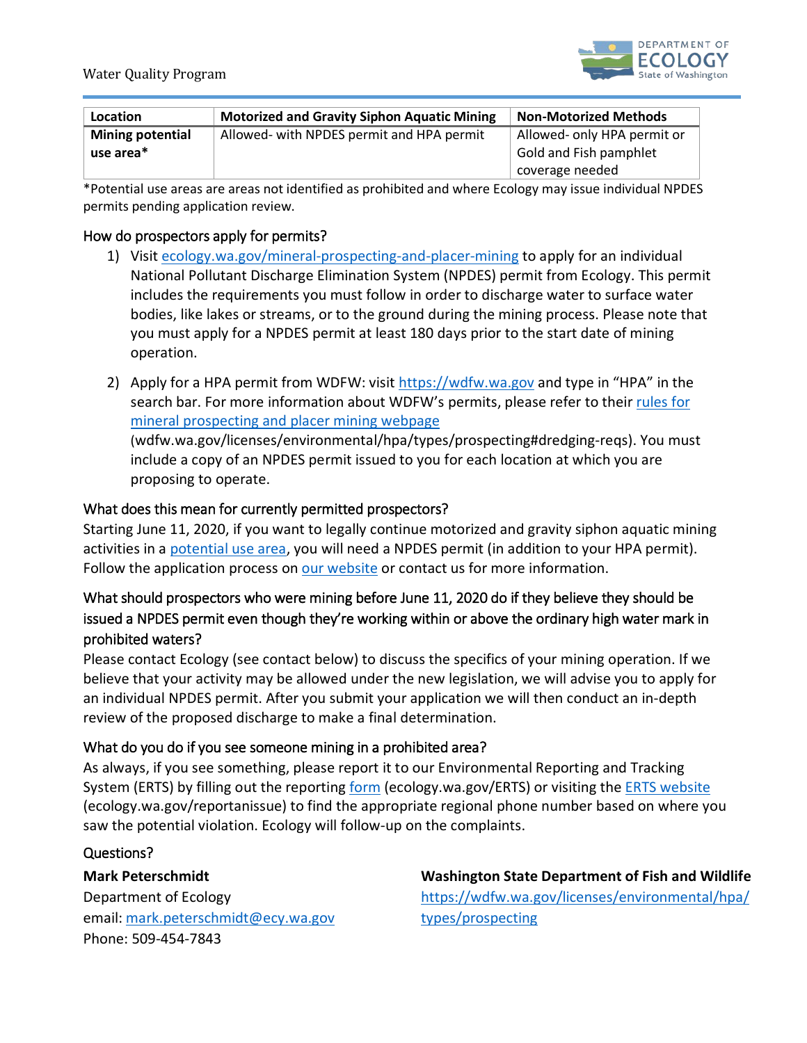| Location | Motorized and Gravity Siphon Aquatic Mining | Non-Motorized Methods |
| --- | --- | --- |
| **Mining potential use area*** | Allowed- with NPDES permit and HPA permit | Allowed- only HPA permit or Gold and Fish pamphlet coverage needed |

*Potential use areas are areas not identified as prohibited and where Ecology may issue individual NPDES permits pending application review.

## How do prospectors apply for permits?

1) Visit ecology.wa.gov/mineral-prospecting-and-placer-mining to apply for an individual National Pollutant Discharge Elimination System (NPDES) permit from Ecology. This permit includes the requirements you must follow in order to discharge water to surface water bodies, like lakes or streams, or to the ground during the mining process. Please note that you must apply for a NPDES permit at least 180 days prior to the start date of mining operation.

2) Apply for a HPA permit from WDFW: visit https://wdfw.wa.gov and type in "HPA" in the search bar. For more information about WDFW's permits, please refer to their rules for mineral prospecting and placer mining webpage (wdfw.wa.gov/licenses/environmental/hpa/types/prospecting#dredging-reqs). You must include a copy of an NPDES permit issued to you for each location at which you are proposing to operate.

## What does this mean for currently permitted prospectors?

Starting June 11, 2020, if you want to legally continue motorized and gravity siphon aquatic mining activities in a potential use area, you will need a NPDES permit (in addition to your HPA permit). Follow the application process on our website or contact us for more information.

## What should prospectors who were mining before June 11, 2020 do if they believe they should be issued a NPDES permit even though they're working within or above the ordinary high water mark in prohibited waters?

Please contact Ecology (see contact below) to discuss the specifics of your mining operation. If we believe that your activity may be allowed under the new legislation, we will advise you to apply for an individual NPDES permit. After you submit your application we will then conduct an in-depth review of the proposed discharge to make a final determination.

## What do you do if you see someone mining in a prohibited area?

As always, if you see something, please report it to our Environmental Reporting and Tracking System (ERTS) by filling out the reporting form (ecology.wa.gov/ERTS) or visiting the ERTS website (ecology.wa.gov/reportanissue) to find the appropriate regional phone number based on where you saw the potential violation. Ecology will follow-up on the complaints.

## Questions?

**Mark Peterschmidt**
Department of Ecology
email: mark.peterschmidt@ecy.wa.gov
Phone: 509-454-7843

**Washington State Department of Fish and Wildlife**
https://wdfw.wa.gov/licenses/environmental/hpa/types/prospecting